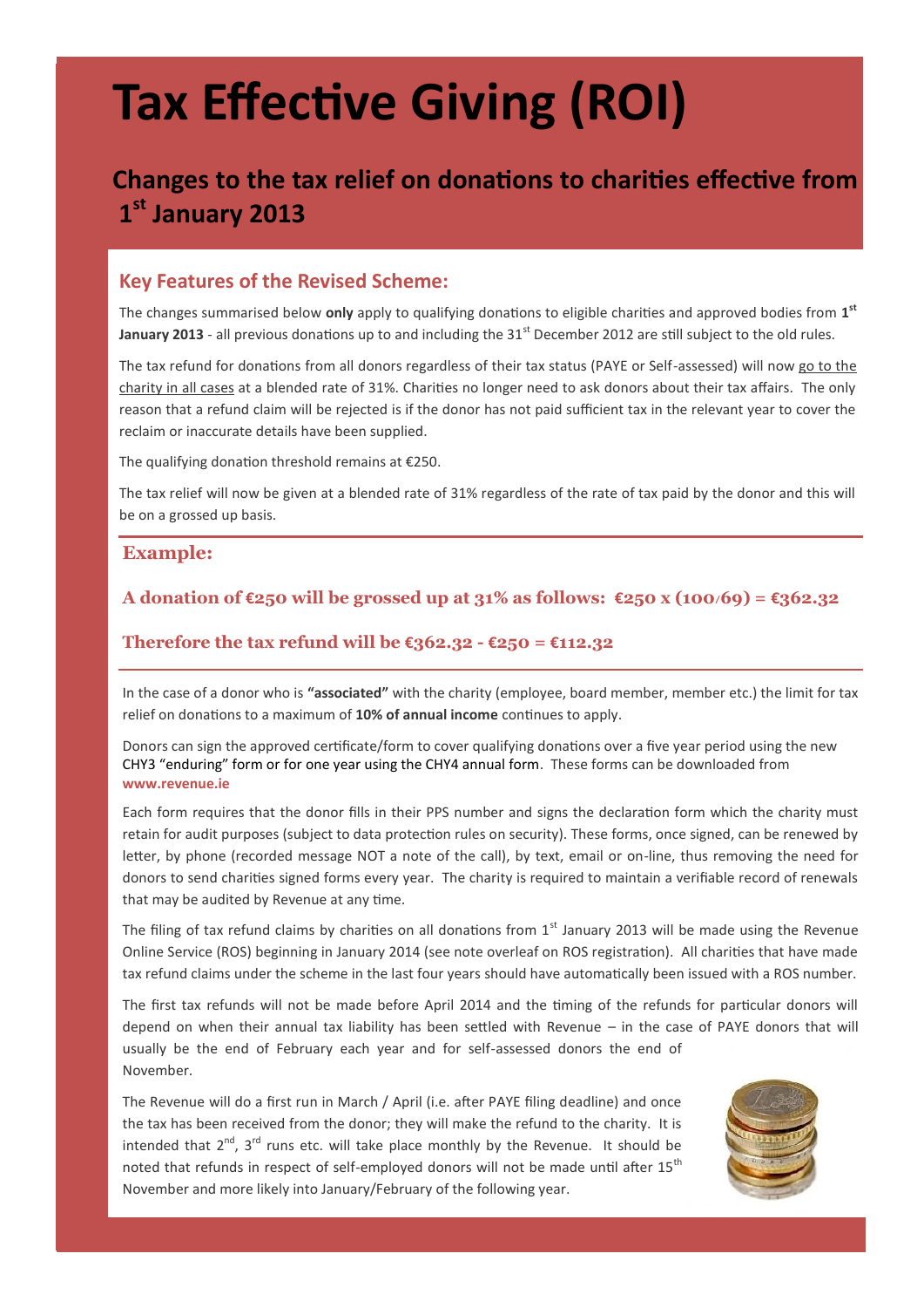# Tax Effective Giving (ROI)

## Changes to the tax relief on donations to charities effective from 1st January 2013

### Key Features of the Revised Scheme:

The changes summarised below **only** apply to qualifying donations to eligible charities and approved bodies from **1st January 2013** - all previous donations up to and including the 31st December 2012 are still subject to the old rules.

The tax refund for donations from all donors regardless of their tax status (PAYE or Self-assessed) will now go to the charity in all cases at a blended rate of 31%. Charities no longer need to ask donors about their tax affairs. The only reason that a refund claim will be rejected is if the donor has not paid sufficient tax in the relevant year to cover the reclaim or inaccurate details have been supplied.

The qualifying donation threshold remains at €250.

The tax relief will now be given at a blended rate of 31% regardless of the rate of tax paid by the donor and this will be on a grossed up basis.

### Example:

**A donation of €250 will be grossed up at 31% as follows: €250 x (100/69) = €362.32**

**Therefore the tax refund will be €362.32 - €250 = €112.32**

In the case of a donor who is **"associated"** with the charity (employee, board member, member etc.) the limit for tax relief on donations to a maximum of **10% of annual income** continues to apply.

Donors can sign the approved certificate/form to cover qualifying donations over a five year period using the new CHY3 "enduring" form or for one year using the CHY4 annual form. These forms can be downloaded from **www.revenue.ie**

Each form requires that the donor fills in their PPS number and signs the declaration form which the charity must retain for audit purposes (subject to data protection rules on security). These forms, once signed, can be renewed by letter, by phone (recorded message NOT a note of the call), by text, email or on-line, thus removing the need for donors to send charities signed forms every year. The charity is required to maintain a verifiable record of renewals that may be audited by Revenue at any time.

The filing of tax refund claims by charities on all donations from 1st January 2013 will be made using the Revenue Online Service (ROS) beginning in January 2014 (see note overleaf on ROS registration). All charities that have made tax refund claims under the scheme in the last four years should have automatically been issued with a ROS number.

The first tax refunds will not be made before April 2014 and the timing of the refunds for particular donors will depend on when their annual tax liability has been settled with Revenue – in the case of PAYE donors that will usually be the end of February each year and for self-assessed donors the end of November.

The Revenue will do a first run in March / April (i.e. after PAYE filing deadline) and once the tax has been received from the donor; they will make the refund to the charity. It is intended that 2nd, 3rd runs etc. will take place monthly by the Revenue. It should be noted that refunds in respect of self-employed donors will not be made until after 15th November and more likely into January/February of the following year.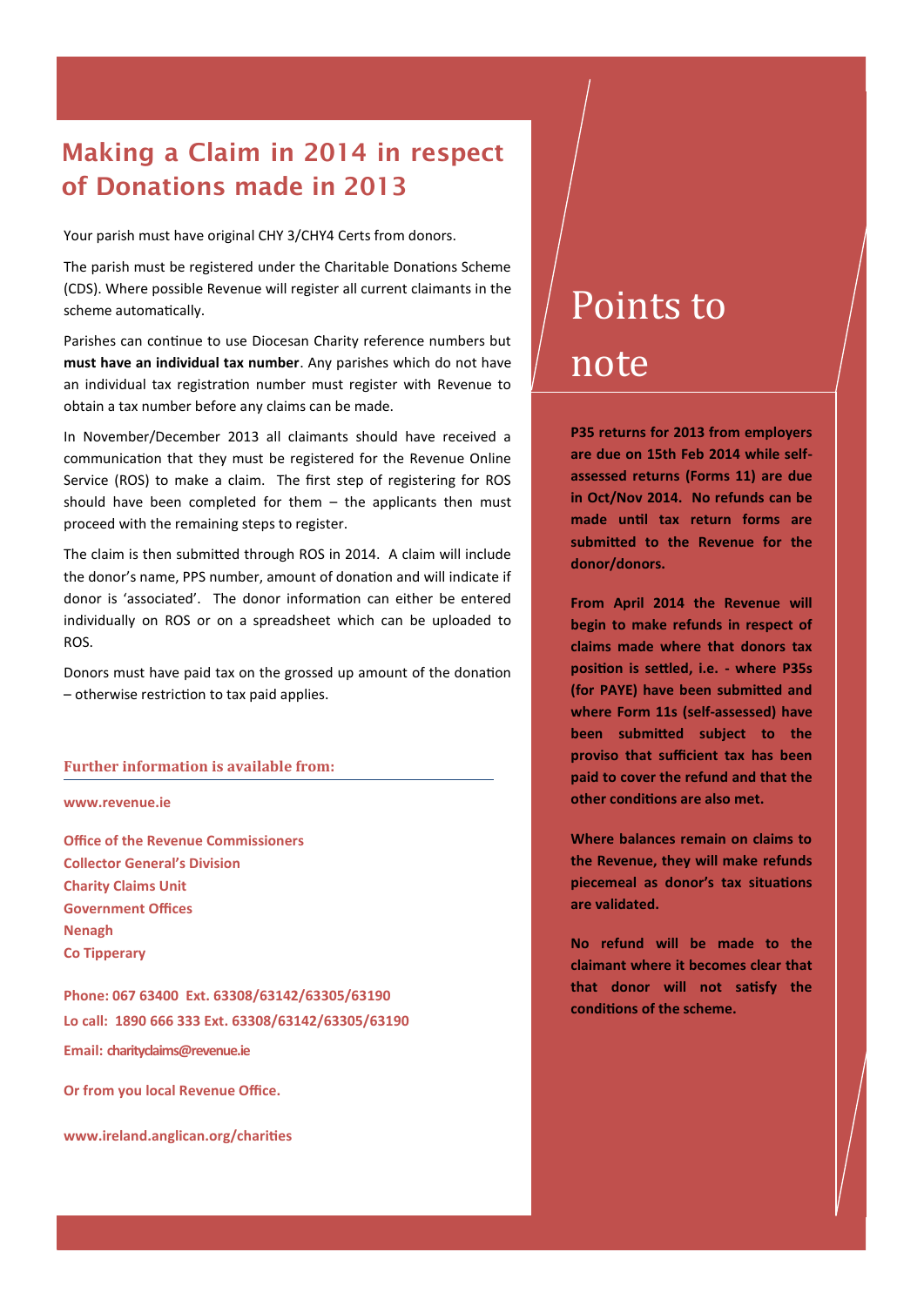## Making a Claim in 2014 in respect of Donations made in 2013

Your parish must have original CHY 3/CHY4 Certs from donors.

The parish must be registered under the Charitable Donations Scheme (CDS). Where possible Revenue will register all current claimants in the scheme automatically.

Parishes can continue to use Diocesan Charity reference numbers but **must have an individual tax number**. Any parishes which do not have an individual tax registration number must register with Revenue to obtain a tax number before any claims can be made.

In November/December 2013 all claimants should have received a communication that they must be registered for the Revenue Online Service (ROS) to make a claim. The first step of registering for ROS should have been completed for them – the applicants then must proceed with the remaining steps to register.

The claim is then submitted through ROS in 2014. A claim will include the donor's name, PPS number, amount of donation and will indicate if donor is 'associated'. The donor information can either be entered individually on ROS or on a spreadsheet which can be uploaded to ROS.

Donors must have paid tax on the grossed up amount of the donation – otherwise restriction to tax paid applies.

### Further information is available from:

www.revenue.ie

Office of the Revenue Commissioners
Collector General's Division
Charity Claims Unit
Government Offices
Nenagh
Co Tipperary

Phone: 067 63400 Ext. 63308/63142/63305/63190
Lo call: 1890 666 333 Ext. 63308/63142/63305/63190

Email: charityclaims@revenue.ie

Or from you local Revenue Office.

www.ireland.anglican.org/charities

## Points to note

**P35 returns for 2013 from employers are due on 15th Feb 2014 while self-assessed returns (Forms 11) are due in Oct/Nov 2014. No refunds can be made until tax return forms are submitted to the Revenue for the donor/donors.**

**From April 2014 the Revenue will begin to make refunds in respect of claims made where that donors tax position is settled, i.e. - where P35s (for PAYE) have been submitted and where Form 11s (self-assessed) have been submitted subject to the proviso that sufficient tax has been paid to cover the refund and that the other conditions are also met.**

**Where balances remain on claims to the Revenue, they will make refunds piecemeal as donor's tax situations are validated.**

**No refund will be made to the claimant where it becomes clear that that donor will not satisfy the conditions of the scheme.**